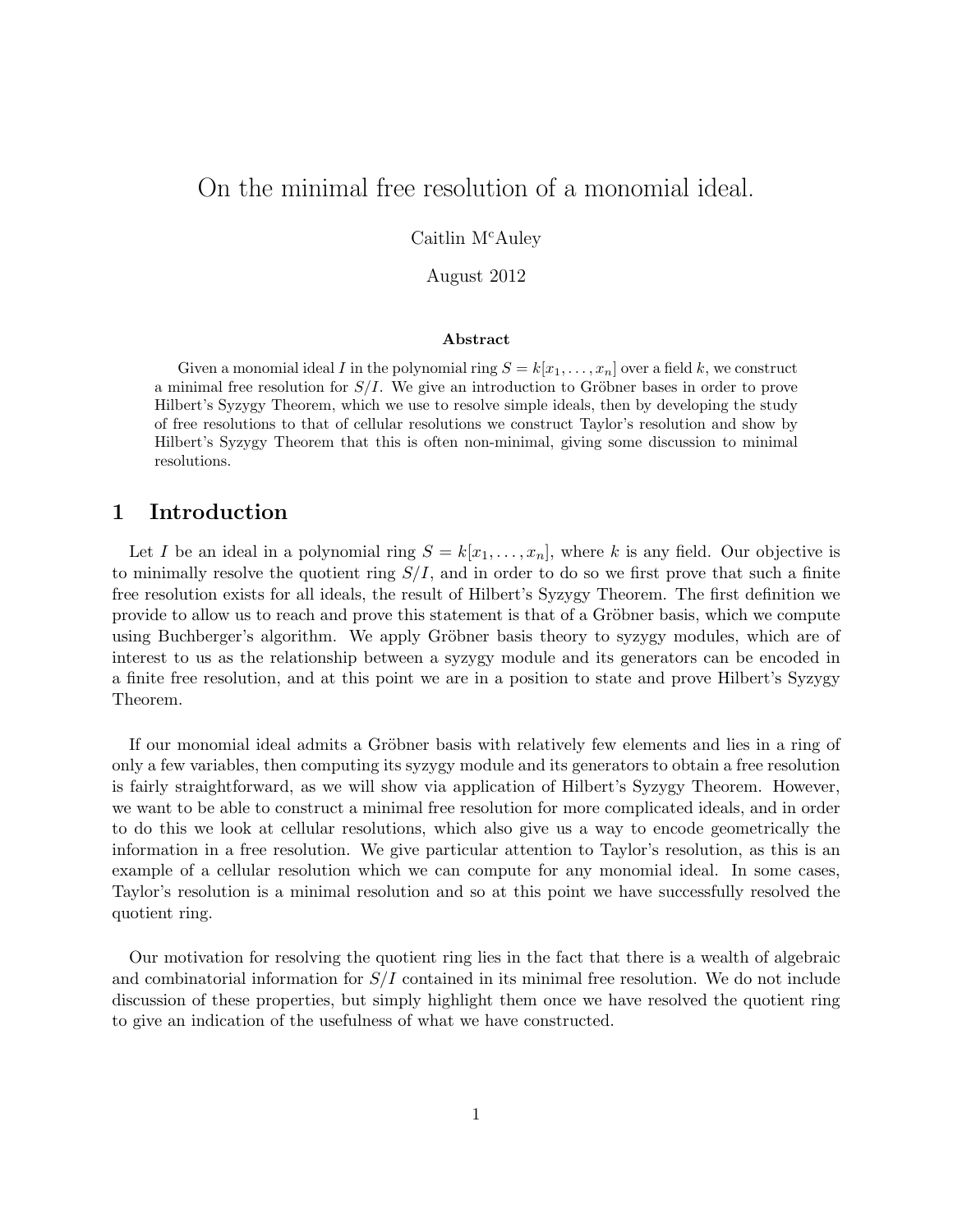# On the minimal free resolution of a monomial ideal.

Caitlin McAuley

August 2012

**Abstract**

Given a monomial ideal $I$ in the polynomial ring $S = k[x_1, \ldots, x_n]$ over a field $k$, we construct a minimal free resolution for $S/I$. We give an introduction to Gröbner bases in order to prove Hilbert's Syzygy Theorem, which we use to resolve simple ideals, then by developing the study of free resolutions to that of cellular resolutions we construct Taylor's resolution and show by Hilbert's Syzygy Theorem that this is often non-minimal, giving some discussion to minimal resolutions.

## 1 Introduction

Let $I$ be an ideal in a polynomial ring $S = k[x_1, \ldots, x_n]$, where $k$ is any field. Our objective is to minimally resolve the quotient ring $S/I$, and in order to do so we first prove that such a finite free resolution exists for all ideals, the result of Hilbert's Syzygy Theorem. The first definition we provide to allow us to reach and prove this statement is that of a Gröbner basis, which we compute using Buchberger's algorithm. We apply Gröbner basis theory to syzygy modules, which are of interest to us as the relationship between a syzygy module and its generators can be encoded in a finite free resolution, and at this point we are in a position to state and prove Hilbert's Syzygy Theorem.

If our monomial ideal admits a Gröbner basis with relatively few elements and lies in a ring of only a few variables, then computing its syzygy module and its generators to obtain a free resolution is fairly straightforward, as we will show via application of Hilbert's Syzygy Theorem. However, we want to be able to construct a minimal free resolution for more complicated ideals, and in order to do this we look at cellular resolutions, which also give us a way to encode geometrically the information in a free resolution. We give particular attention to Taylor's resolution, as this is an example of a cellular resolution which we can compute for any monomial ideal. In some cases, Taylor's resolution is a minimal resolution and so at this point we have successfully resolved the quotient ring.

Our motivation for resolving the quotient ring lies in the fact that there is a wealth of algebraic and combinatorial information for $S/I$ contained in its minimal free resolution. We do not include discussion of these properties, but simply highlight them once we have resolved the quotient ring to give an indication of the usefulness of what we have constructed.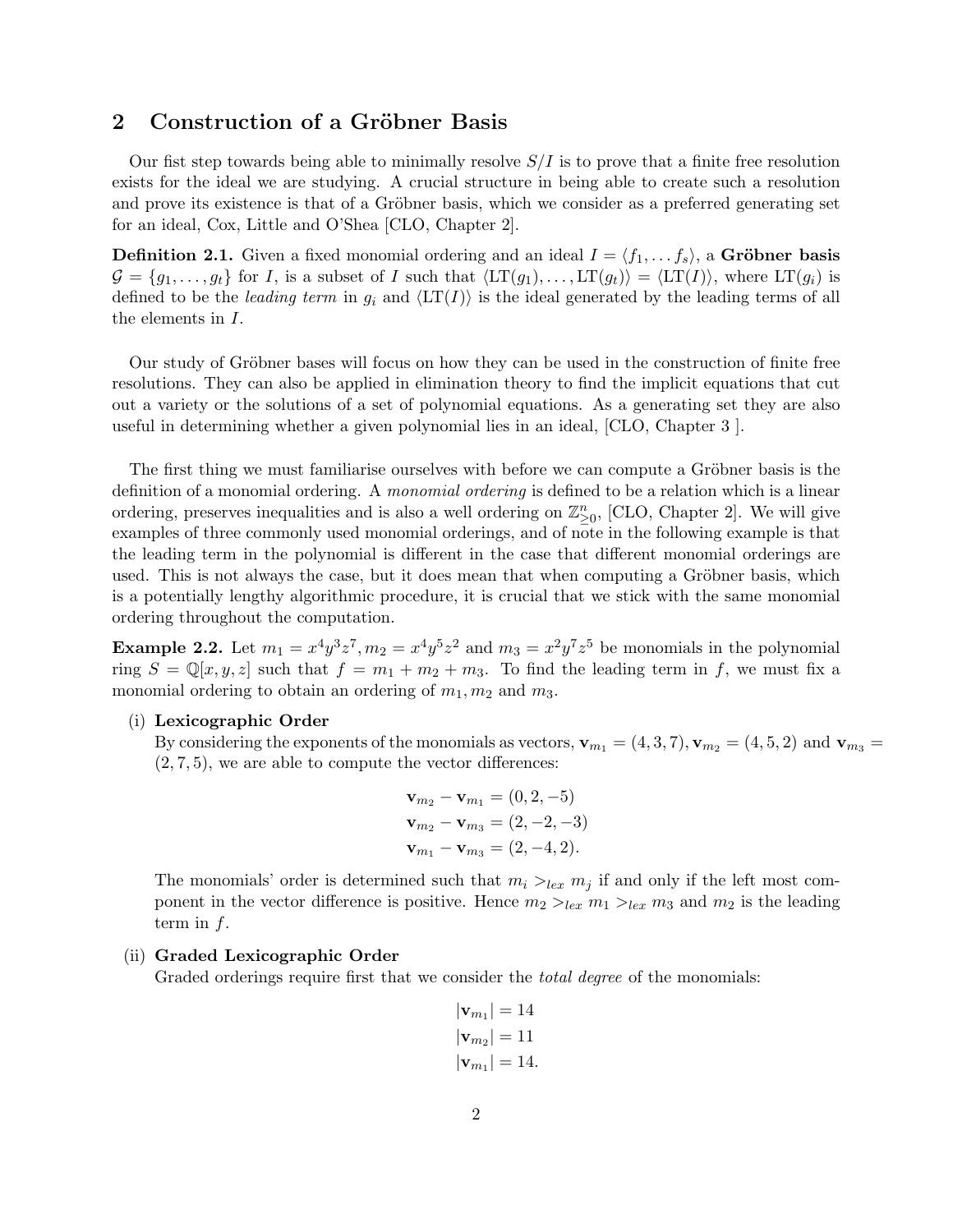## 2 Construction of a Gröbner Basis

Our fist step towards being able to minimally resolve $S/I$ is to prove that a finite free resolution exists for the ideal we are studying. A crucial structure in being able to create such a resolution and prove its existence is that of a Gröbner basis, which we consider as a preferred generating set for an ideal, Cox, Little and O'Shea [CLO, Chapter 2].

**Definition 2.1.** Given a fixed monomial ordering and an ideal $I = \langle f_1, \ldots f_s \rangle$, a **Gröbner basis** $\mathcal{G} = \{g_1, \ldots, g_t\}$ for $I$, is a subset of $I$ such that $\langle \mathrm{LT}(g_1), \ldots, \mathrm{LT}(g_t) \rangle = \langle \mathrm{LT}(I) \rangle$, where $\mathrm{LT}(g_i)$ is defined to be the *leading term* in $g_i$ and $\langle \mathrm{LT}(I) \rangle$ is the ideal generated by the leading terms of all the elements in $I$.

Our study of Gröbner bases will focus on how they can be used in the construction of finite free resolutions. They can also be applied in elimination theory to find the implicit equations that cut out a variety or the solutions of a set of polynomial equations. As a generating set they are also useful in determining whether a given polynomial lies in an ideal, [CLO, Chapter 3 ].

The first thing we must familiarise ourselves with before we can compute a Gröbner basis is the definition of a monomial ordering. A *monomial ordering* is defined to be a relation which is a linear ordering, preserves inequalities and is also a well ordering on $\mathbb{Z}^n_{\geq 0}$, [CLO, Chapter 2]. We will give examples of three commonly used monomial orderings, and of note in the following example is that the leading term in the polynomial is different in the case that different monomial orderings are used. This is not always the case, but it does mean that when computing a Gröbner basis, which is a potentially lengthy algorithmic procedure, it is crucial that we stick with the same monomial ordering throughout the computation.

**Example 2.2.** Let $m_1 = x^4y^3z^7, m_2 = x^4y^5z^2$ and $m_3 = x^2y^7z^5$ be monomials in the polynomial ring $S = \mathbb{Q}[x, y, z]$ such that $f = m_1 + m_2 + m_3$. To find the leading term in $f$, we must fix a monomial ordering to obtain an ordering of $m_1, m_2$ and $m_3$.

(i) **Lexicographic Order**

By considering the exponents of the monomials as vectors, $\mathbf{v}_{m_1} = (4, 3, 7), \mathbf{v}_{m_2} = (4, 5, 2)$ and $\mathbf{v}_{m_3} = (2, 7, 5)$, we are able to compute the vector differences:

$$\mathbf{v}_{m_2} - \mathbf{v}_{m_1} = (0, 2, -5)$$
$$\mathbf{v}_{m_2} - \mathbf{v}_{m_3} = (2, -2, -3)$$
$$\mathbf{v}_{m_1} - \mathbf{v}_{m_3} = (2, -4, 2).$$

The monomials' order is determined such that $m_i >_{lex} m_j$ if and only if the left most component in the vector difference is positive. Hence $m_2 >_{lex} m_1 >_{lex} m_3$ and $m_2$ is the leading term in $f$.

(ii) **Graded Lexicographic Order**

Graded orderings require first that we consider the *total degree* of the monomials:

$$|\mathbf{v}_{m_1}| = 14$$
$$|\mathbf{v}_{m_2}| = 11$$
$$|\mathbf{v}_{m_1}| = 14.$$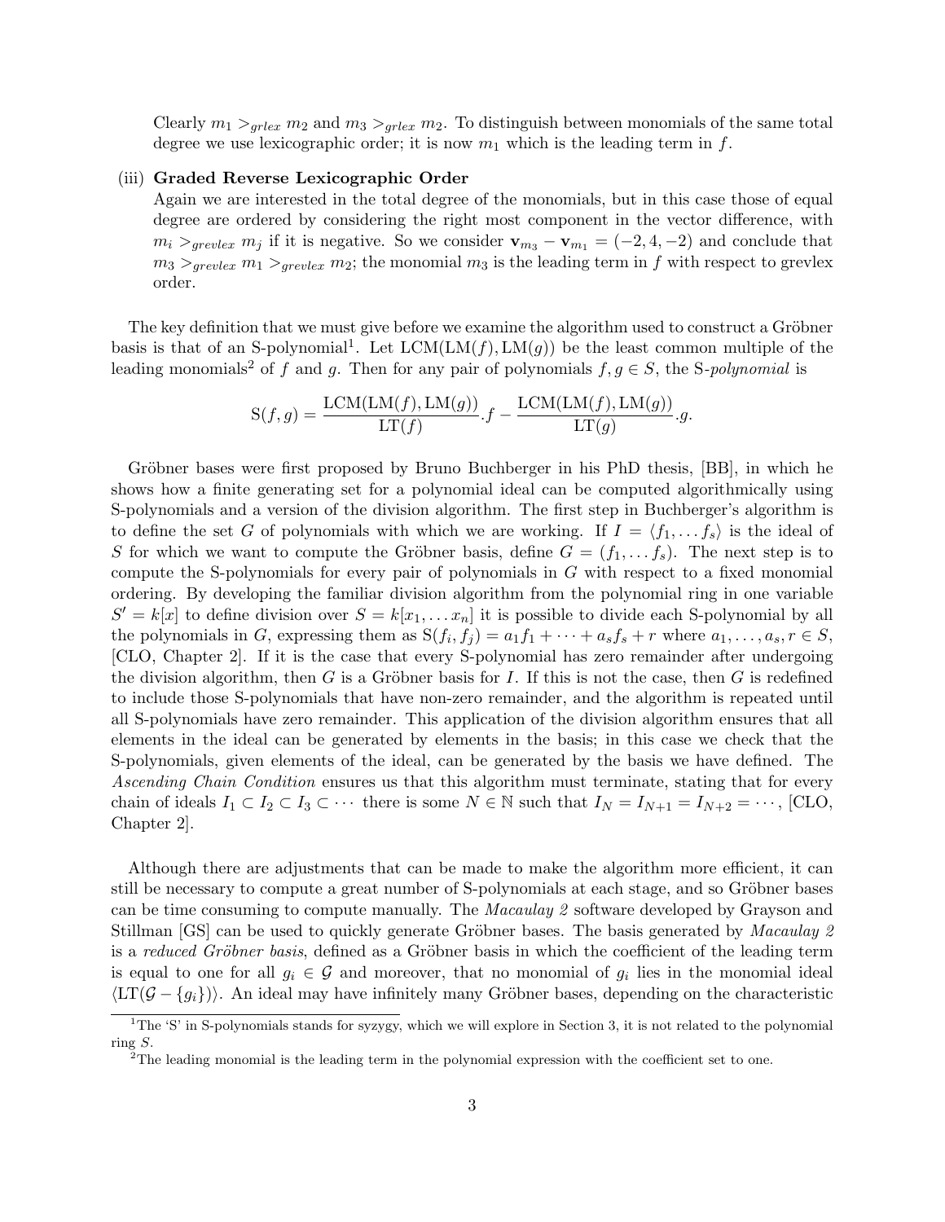Clearly $m_1 >_{grlex} m_2$ and $m_3 >_{grlex} m_2$. To distinguish between monomials of the same total degree we use lexicographic order; it is now $m_1$ which is the leading term in $f$.

(iii) **Graded Reverse Lexicographic Order**
Again we are interested in the total degree of the monomials, but in this case those of equal degree are ordered by considering the right most component in the vector difference, with $m_i >_{grevlex} m_j$ if it is negative. So we consider $\mathbf{v}_{m_3} - \mathbf{v}_{m_1} = (-2, 4, -2)$ and conclude that $m_3 >_{grevlex} m_1 >_{grevlex} m_2$; the monomial $m_3$ is the leading term in $f$ with respect to grevlex order.

The key definition that we must give before we examine the algorithm used to construct a Gröbner basis is that of an S-polynomial[1]. Let $\mathrm{LCM}(\mathrm{LM}(f), \mathrm{LM}(g))$ be the least common multiple of the leading monomials[2] of $f$ and $g$. Then for any pair of polynomials $f, g \in S$, the S-*polynomial* is

$$\mathrm{S}(f,g) = \frac{\mathrm{LCM}(\mathrm{LM}(f),\mathrm{LM}(g))}{\mathrm{LT}(f)}.f - \frac{\mathrm{LCM}(\mathrm{LM}(f),\mathrm{LM}(g))}{\mathrm{LT}(g)}.g.$$

Gröbner bases were first proposed by Bruno Buchberger in his PhD thesis, [BB], in which he shows how a finite generating set for a polynomial ideal can be computed algorithmically using S-polynomials and a version of the division algorithm. The first step in Buchberger's algorithm is to define the set $G$ of polynomials with which we are working. If $I = \langle f_1, \dots f_s \rangle$ is the ideal of $S$ for which we want to compute the Gröbner basis, define $G = (f_1, \dots f_s)$. The next step is to compute the S-polynomials for every pair of polynomials in $G$ with respect to a fixed monomial ordering. By developing the familiar division algorithm from the polynomial ring in one variable $S' = k[x]$ to define division over $S = k[x_1, \dots x_n]$ it is possible to divide each S-polynomial by all the polynomials in $G$, expressing them as $\mathrm{S}(f_i, f_j) = a_1 f_1 + \cdots + a_s f_s + r$ where $a_1, \dots, a_s, r \in S$, [CLO, Chapter 2]. If it is the case that every S-polynomial has zero remainder after undergoing the division algorithm, then $G$ is a Gröbner basis for $I$. If this is not the case, then $G$ is redefined to include those S-polynomials that have non-zero remainder, and the algorithm is repeated until all S-polynomials have zero remainder. This application of the division algorithm ensures that all elements in the ideal can be generated by elements in the basis; in this case we check that the S-polynomials, given elements of the ideal, can be generated by the basis we have defined. The *Ascending Chain Condition* ensures us that this algorithm must terminate, stating that for every chain of ideals $I_1 \subset I_2 \subset I_3 \subset \cdots$ there is some $N \in \mathbb{N}$ such that $I_N = I_{N+1} = I_{N+2} = \cdots$, [CLO, Chapter 2].

Although there are adjustments that can be made to make the algorithm more efficient, it can still be necessary to compute a great number of S-polynomials at each stage, and so Gröbner bases can be time consuming to compute manually. The *Macaulay 2* software developed by Grayson and Stillman [GS] can be used to quickly generate Gröbner bases. The basis generated by *Macaulay 2* is a *reduced Gröbner basis*, defined as a Gröbner basis in which the coefficient of the leading term is equal to one for all $g_i \in \mathcal{G}$ and moreover, that no monomial of $g_i$ lies in the monomial ideal $\langle \mathrm{LT}(\mathcal{G} - \{g_i\}) \rangle$. An ideal may have infinitely many Gröbner bases, depending on the characteristic

[1] The 'S' in S-polynomials stands for syzygy, which we will explore in Section 3, it is not related to the polynomial ring $S$.

[2] The leading monomial is the leading term in the polynomial expression with the coefficient set to one.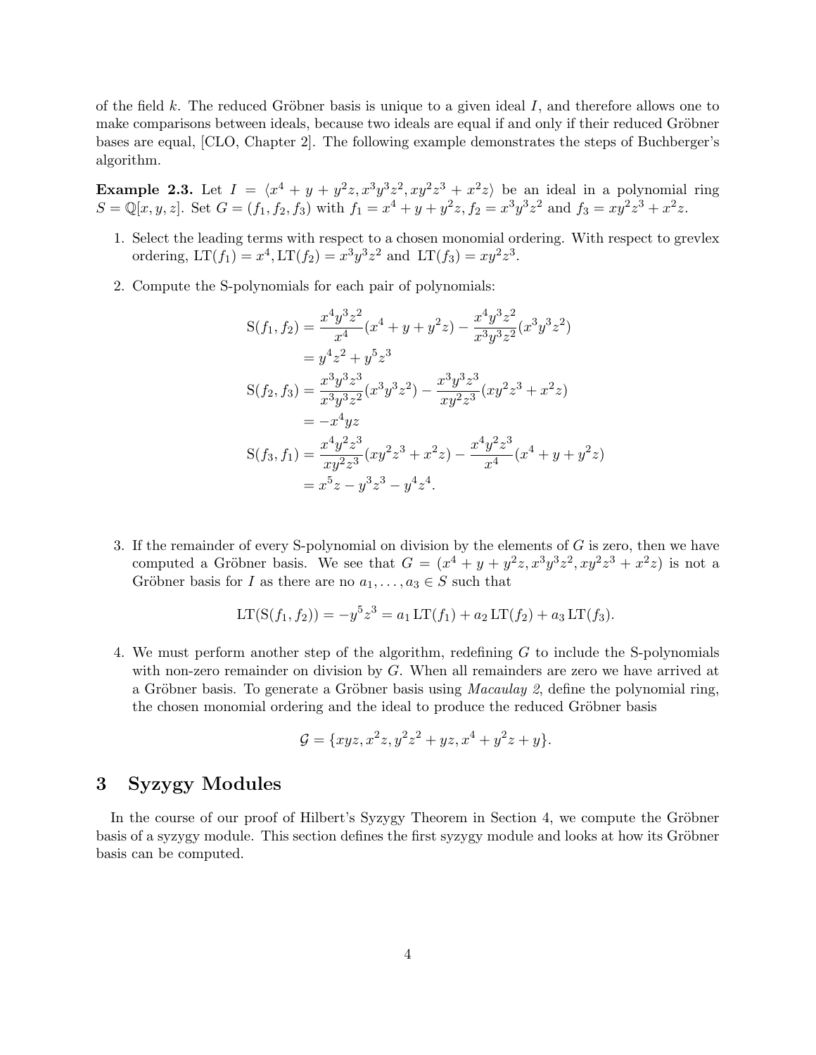of the field $k$. The reduced Gröbner basis is unique to a given ideal $I$, and therefore allows one to make comparisons between ideals, because two ideals are equal if and only if their reduced Gröbner bases are equal, [CLO, Chapter 2]. The following example demonstrates the steps of Buchberger's algorithm.

**Example 2.3.** Let $I = \langle x^4 + y + y^2z, x^3y^3z^2, xy^2z^3 + x^2z \rangle$ be an ideal in a polynomial ring $S = \mathbb{Q}[x, y, z]$. Set $G = (f_1, f_2, f_3)$ with $f_1 = x^4 + y + y^2z$, $f_2 = x^3y^3z^2$ and $f_3 = xy^2z^3 + x^2z$.

1. Select the leading terms with respect to a chosen monomial ordering. With respect to grevlex ordering, $\mathrm{LT}(f_1) = x^4, \mathrm{LT}(f_2) = x^3y^3z^2$ and $\mathrm{LT}(f_3) = xy^2z^3$.

2. Compute the S-polynomials for each pair of polynomials:

$$
\begin{aligned}
\mathrm{S}(f_1, f_2) &= \frac{x^4y^3z^2}{x^4}(x^4 + y + y^2z) - \frac{x^4y^3z^2}{x^3y^3z^2}(x^3y^3z^2) \\
&= y^4z^2 + y^5z^3 \\
\mathrm{S}(f_2, f_3) &= \frac{x^3y^3z^3}{x^3y^3z^2}(x^3y^3z^2) - \frac{x^3y^3z^3}{xy^2z^3}(xy^2z^3 + x^2z) \\
&= -x^4yz \\
\mathrm{S}(f_3, f_1) &= \frac{x^4y^2z^3}{xy^2z^3}(xy^2z^3 + x^2z) - \frac{x^4y^2z^3}{x^4}(x^4 + y + y^2z) \\
&= x^5z - y^3z^3 - y^4z^4.
\end{aligned}
$$

3. If the remainder of every S-polynomial on division by the elements of $G$ is zero, then we have computed a Gröbner basis. We see that $G = (x^4 + y + y^2z, x^3y^3z^2, xy^2z^3 + x^2z)$ is not a Gröbner basis for $I$ as there are no $a_1, \ldots, a_3 \in S$ such that

$$
\mathrm{LT}(\mathrm{S}(f_1, f_2)) = -y^5z^3 = a_1 \, \mathrm{LT}(f_1) + a_2 \, \mathrm{LT}(f_2) + a_3 \, \mathrm{LT}(f_3).
$$

4. We must perform another step of the algorithm, redefining $G$ to include the S-polynomials with non-zero remainder on division by $G$. When all remainders are zero we have arrived at a Gröbner basis. To generate a Gröbner basis using *Macaulay 2*, define the polynomial ring, the chosen monomial ordering and the ideal to produce the reduced Gröbner basis

$$
\mathcal{G} = \{xyz, x^2z, y^2z^2 + yz, x^4 + y^2z + y\}.
$$

# 3 Syzygy Modules

In the course of our proof of Hilbert's Syzygy Theorem in Section 4, we compute the Gröbner basis of a syzygy module. This section defines the first syzygy module and looks at how its Gröbner basis can be computed.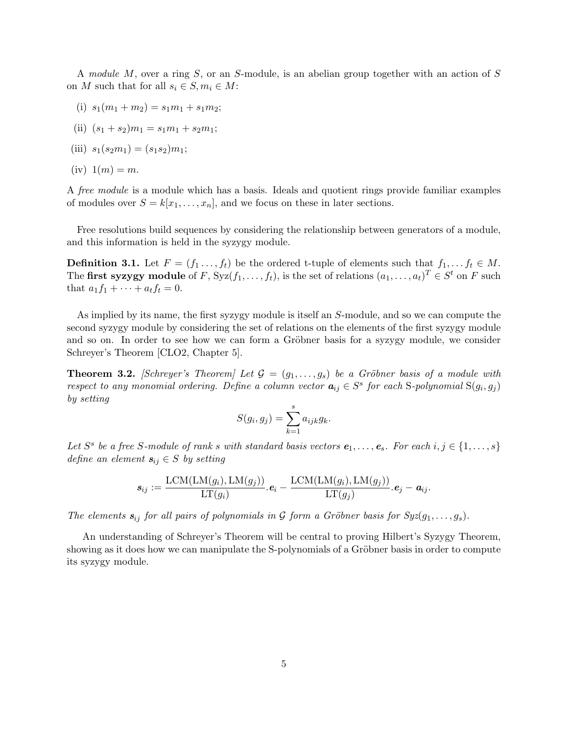A *module* $M$, over a ring $S$, or an $S$-module, is an abelian group together with an action of $S$ on $M$ such that for all $s_i \in S, m_i \in M$:

(i) $s_1(m_1 + m_2) = s_1m_1 + s_1m_2$;

(ii) $(s_1 + s_2)m_1 = s_1m_1 + s_2m_1$;

(iii) $s_1(s_2m_1) = (s_1s_2)m_1$;

(iv) $1(m) = m$.

A *free module* is a module which has a basis. Ideals and quotient rings provide familiar examples of modules over $S = k[x_1, \dots, x_n]$, and we focus on these in later sections.

Free resolutions build sequences by considering the relationship between generators of a module, and this information is held in the syzygy module.

**Definition 3.1.** Let $F = (f_1 \dots, f_t)$ be the ordered t-tuple of elements such that $f_1, \dots f_t \in M$. The **first syzygy module** of $F$, $\mathrm{Syz}(f_1, \dots, f_t)$, is the set of relations $(a_1, \dots, a_t)^T \in S^t$ on $F$ such that $a_1f_1 + \dots + a_tf_t = 0$.

As implied by its name, the first syzygy module is itself an $S$-module, and so we can compute the second syzygy module by considering the set of relations on the elements of the first syzygy module and so on. In order to see how we can form a Gröbner basis for a syzygy module, we consider Schreyer's Theorem [CLO2, Chapter 5].

**Theorem 3.2.** *[Schreyer's Theorem] Let $\mathcal{G} = (g_1, \dots, g_s)$ be a Gröbner basis of a module with respect to any monomial ordering. Define a column vector $\boldsymbol{a}_{ij} \in S^s$ for each* S*-polynomial* $\mathrm{S}(g_i, g_j)$ *by setting*

$$S(g_i, g_j) = \sum_{k=1}^{s} a_{ijk}g_k.$$

*Let $S^s$ be a free $S$-module of rank $s$ with standard basis vectors $\boldsymbol{e}_1, \dots, \boldsymbol{e}_s$. For each $i, j \in \{1, \dots, s\}$ define an element $\boldsymbol{s}_{ij} \in S$ by setting*

$$\boldsymbol{s}_{ij} := \frac{\mathrm{LCM}(\mathrm{LM}(g_i), \mathrm{LM}(g_j))}{\mathrm{LT}(g_i)}.\boldsymbol{e}_i - \frac{\mathrm{LCM}(\mathrm{LM}(g_i), \mathrm{LM}(g_j))}{\mathrm{LT}(g_j)}.\boldsymbol{e}_j - \boldsymbol{a}_{ij}.$$

*The elements $\boldsymbol{s}_{ij}$ for all pairs of polynomials in $\mathcal{G}$ form a Gröbner basis for $\mathrm{Syz}(g_1, \dots, g_s)$.*

An understanding of Schreyer's Theorem will be central to proving Hilbert's Syzygy Theorem, showing as it does how we can manipulate the S-polynomials of a Gröbner basis in order to compute its syzygy module.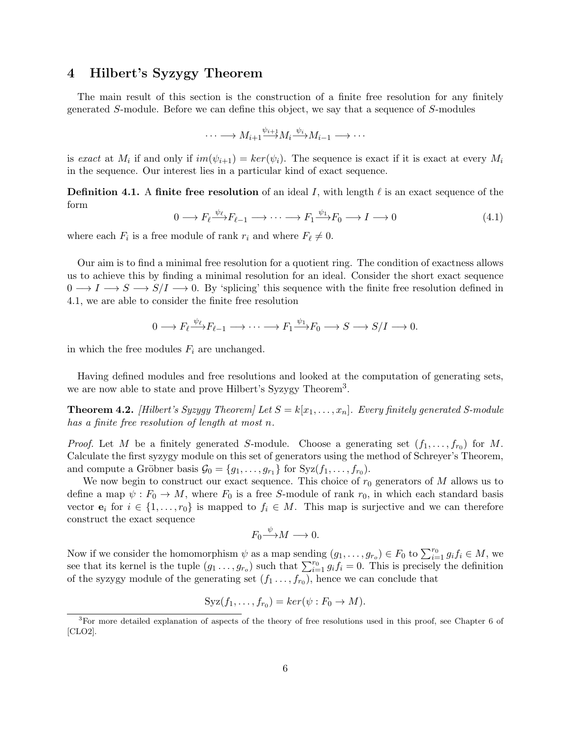## 4 Hilbert's Syzygy Theorem

The main result of this section is the construction of a finite free resolution for any finitely generated $S$-module. Before we can define this object, we say that a sequence of $S$-modules

$$\cdots \longrightarrow M_{i+1} \xrightarrow{\psi_{i+1}} M_i \xrightarrow{\psi_i} M_{i-1} \longrightarrow \cdots$$

is *exact* at $M_i$ if and only if $im(\psi_{i+1}) = ker(\psi_i)$. The sequence is exact if it is exact at every $M_i$ in the sequence. Our interest lies in a particular kind of exact sequence.

**Definition 4.1.** A **finite free resolution** of an ideal $I$, with length $\ell$ is an exact sequence of the form

$$0 \longrightarrow F_\ell \xrightarrow{\psi_\ell} F_{\ell-1} \longrightarrow \cdots \longrightarrow F_1 \xrightarrow{\psi_1} F_0 \longrightarrow I \longrightarrow 0 \tag{4.1}$$

where each $F_i$ is a free module of rank $r_i$ and where $F_\ell \neq 0$.

Our aim is to find a minimal free resolution for a quotient ring. The condition of exactness allows us to achieve this by finding a minimal resolution for an ideal. Consider the short exact sequence $0 \longrightarrow I \longrightarrow S \longrightarrow S/I \longrightarrow 0$. By 'splicing' this sequence with the finite free resolution defined in 4.1, we are able to consider the finite free resolution

$$0 \longrightarrow F_\ell \xrightarrow{\psi_\ell} F_{\ell-1} \longrightarrow \cdots \longrightarrow F_1 \xrightarrow{\psi_1} F_0 \longrightarrow S \longrightarrow S/I \longrightarrow 0.$$

in which the free modules $F_i$ are unchanged.

Having defined modules and free resolutions and looked at the computation of generating sets, we are now able to state and prove Hilbert's Syzygy Theorem[3].

**Theorem 4.2.** *[Hilbert's Syzygy Theorem] Let $S = k[x_1, \ldots, x_n]$. Every finitely generated $S$-module has a finite free resolution of length at most $n$.*

*Proof.* Let $M$ be a finitely generated $S$-module. Choose a generating set $(f_1, \ldots, f_{r_0})$ for $M$. Calculate the first syzygy module on this set of generators using the method of Schreyer's Theorem, and compute a Gröbner basis $\mathcal{G}_0 = \{g_1, \ldots, g_{r_1}\}$ for $\text{Syz}(f_1, \ldots, f_{r_0})$.

We now begin to construct our exact sequence. This choice of $r_0$ generators of $M$ allows us to define a map $\psi : F_0 \to M$, where $F_0$ is a free $S$-module of rank $r_0$, in which each standard basis vector $\mathbf{e}_i$ for $i \in \{1, \ldots, r_0\}$ is mapped to $f_i \in M$. This map is surjective and we can therefore construct the exact sequence

$$F_0 \xrightarrow{\psi} M \longrightarrow 0.$$

Now if we consider the homomorphism $\psi$ as a map sending $(g_1, \ldots, g_{r_o}) \in F_0$ to $\sum_{i=1}^{r_0} g_i f_i \in M$, we see that its kernel is the tuple $(g_1 \ldots, g_{r_o})$ such that $\sum_{i=1}^{r_0} g_i f_i = 0$. This is precisely the definition of the syzygy module of the generating set $(f_1 \ldots, f_{r_0})$, hence we can conclude that

$$\text{Syz}(f_1, \ldots, f_{r_0}) = ker(\psi : F_0 \to M).$$

[3] For more detailed explanation of aspects of the theory of free resolutions used in this proof, see Chapter 6 of [CLO2].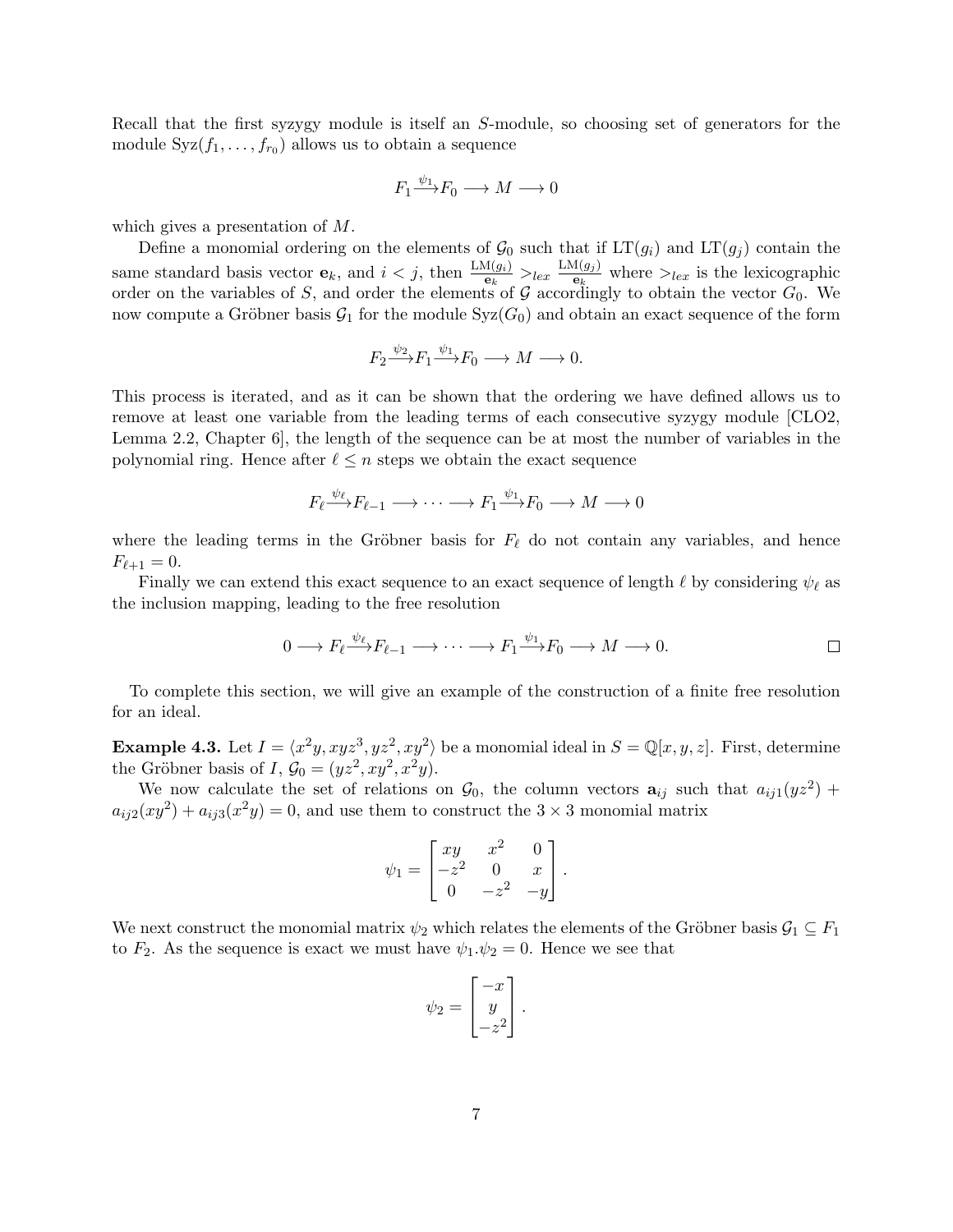Recall that the first syzygy module is itself an $S$-module, so choosing set of generators for the module $\mathrm{Syz}(f_1, \ldots, f_{r_0})$ allows us to obtain a sequence

$$F_1 \xrightarrow{\psi_1} F_0 \longrightarrow M \longrightarrow 0$$

which gives a presentation of $M$.

Define a monomial ordering on the elements of $\mathcal{G}_0$ such that if $\mathrm{LT}(g_i)$ and $\mathrm{LT}(g_j)$ contain the same standard basis vector $\mathbf{e}_k$, and $i < j$, then $\frac{\mathrm{LM}(g_i)}{\mathbf{e}_k} >_{lex} \frac{\mathrm{LM}(g_j)}{\mathbf{e}_k}$ where $>_{lex}$ is the lexicographic order on the variables of $S$, and order the elements of $\mathcal{G}$ accordingly to obtain the vector $G_0$. We now compute a Gröbner basis $\mathcal{G}_1$ for the module $\mathrm{Syz}(G_0)$ and obtain an exact sequence of the form

$$F_2 \xrightarrow{\psi_2} F_1 \xrightarrow{\psi_1} F_0 \longrightarrow M \longrightarrow 0.$$

This process is iterated, and as it can be shown that the ordering we have defined allows us to remove at least one variable from the leading terms of each consecutive syzygy module [CLO2, Lemma 2.2, Chapter 6], the length of the sequence can be at most the number of variables in the polynomial ring. Hence after $\ell \leq n$ steps we obtain the exact sequence

$$F_\ell \xrightarrow{\psi_\ell} F_{\ell-1} \longrightarrow \cdots \longrightarrow F_1 \xrightarrow{\psi_1} F_0 \longrightarrow M \longrightarrow 0$$

where the leading terms in the Gröbner basis for $F_\ell$ do not contain any variables, and hence $F_{\ell+1} = 0$.

Finally we can extend this exact sequence to an exact sequence of length $\ell$ by considering $\psi_\ell$ as the inclusion mapping, leading to the free resolution

$$0 \longrightarrow F_\ell \xrightarrow{\psi_\ell} F_{\ell-1} \longrightarrow \cdots \longrightarrow F_1 \xrightarrow{\psi_1} F_0 \longrightarrow M \longrightarrow 0.$$

□

To complete this section, we will give an example of the construction of a finite free resolution for an ideal.

**Example 4.3.** Let $I = \langle x^2y, xyz^3, yz^2, xy^2 \rangle$ be a monomial ideal in $S = \mathbb{Q}[x, y, z]$. First, determine the Gröbner basis of $I$, $\mathcal{G}_0 = (yz^2, xy^2, x^2y)$.

We now calculate the set of relations on $\mathcal{G}_0$, the column vectors $\mathbf{a}_{ij}$ such that $a_{ij1}(yz^2) + a_{ij2}(xy^2) + a_{ij3}(x^2y) = 0$, and use them to construct the $3 \times 3$ monomial matrix

$$\psi_1 = \begin{bmatrix} xy & x^2 & 0 \\ -z^2 & 0 & x \\ 0 & -z^2 & -y \end{bmatrix}.$$

We next construct the monomial matrix $\psi_2$ which relates the elements of the Gröbner basis $\mathcal{G}_1 \subseteq F_1$ to $F_2$. As the sequence is exact we must have $\psi_1.\psi_2 = 0$. Hence we see that

$$\psi_2 = \begin{bmatrix} -x \\ y \\ -z^2 \end{bmatrix}.$$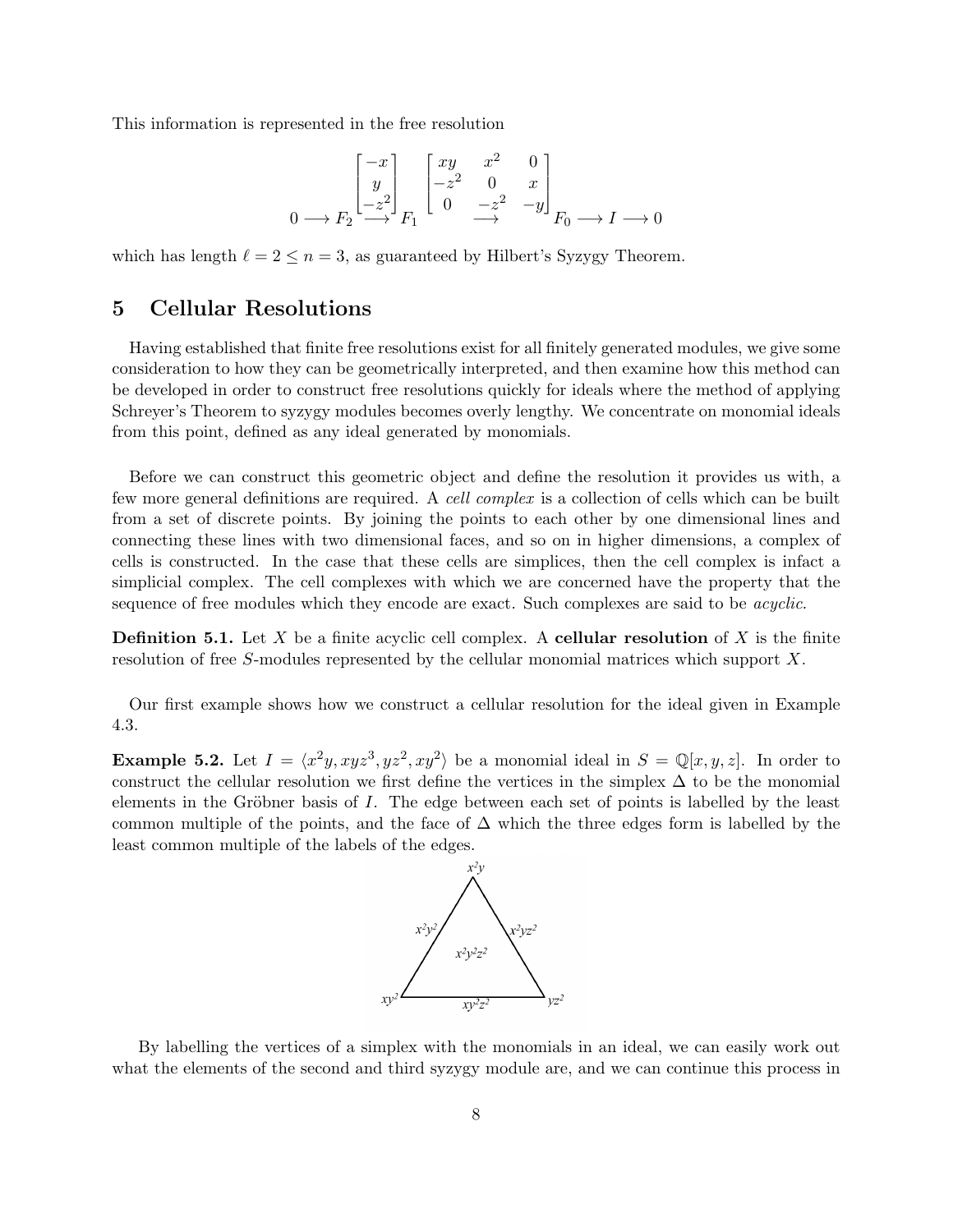This information is represented in the free resolution

$$
0 \longrightarrow F_2 \overset{\begin{bmatrix} -x \\ y \\ -z^2 \end{bmatrix}}{\longrightarrow} F_1 \overset{\begin{bmatrix} xy & x^2 & 0 \\ -z^2 & 0 & x \\ 0 & -z^2 & -y \end{bmatrix}}{\longrightarrow} F_0 \longrightarrow I \longrightarrow 0
$$

which has length $\ell = 2 \leq n = 3$, as guaranteed by Hilbert's Syzygy Theorem.

# 5 Cellular Resolutions

Having established that finite free resolutions exist for all finitely generated modules, we give some consideration to how they can be geometrically interpreted, and then examine how this method can be developed in order to construct free resolutions quickly for ideals where the method of applying Schreyer's Theorem to syzygy modules becomes overly lengthy. We concentrate on monomial ideals from this point, defined as any ideal generated by monomials.

Before we can construct this geometric object and define the resolution it provides us with, a few more general definitions are required. A *cell complex* is a collection of cells which can be built from a set of discrete points. By joining the points to each other by one dimensional lines and connecting these lines with two dimensional faces, and so on in higher dimensions, a complex of cells is constructed. In the case that these cells are simplices, then the cell complex is infact a simplicial complex. The cell complexes with which we are concerned have the property that the sequence of free modules which they encode are exact. Such complexes are said to be *acyclic*.

**Definition 5.1.** Let $X$ be a finite acyclic cell complex. A **cellular resolution** of $X$ is the finite resolution of free $S$-modules represented by the cellular monomial matrices which support $X$.

Our first example shows how we construct a cellular resolution for the ideal given in Example 4.3.

**Example 5.2.** Let $I = \langle x^2y, xyz^3, yz^2, xy^2 \rangle$ be a monomial ideal in $S = \mathbb{Q}[x, y, z]$. In order to construct the cellular resolution we first define the vertices in the simplex $\Delta$ to be the monomial elements in the Gröbner basis of $I$. The edge between each set of points is labelled by the least common multiple of the points, and the face of $\Delta$ which the three edges form is labelled by the least common multiple of the labels of the edges.

By labelling the vertices of a simplex with the monomials in an ideal, we can easily work out what the elements of the second and third syzygy module are, and we can continue this process in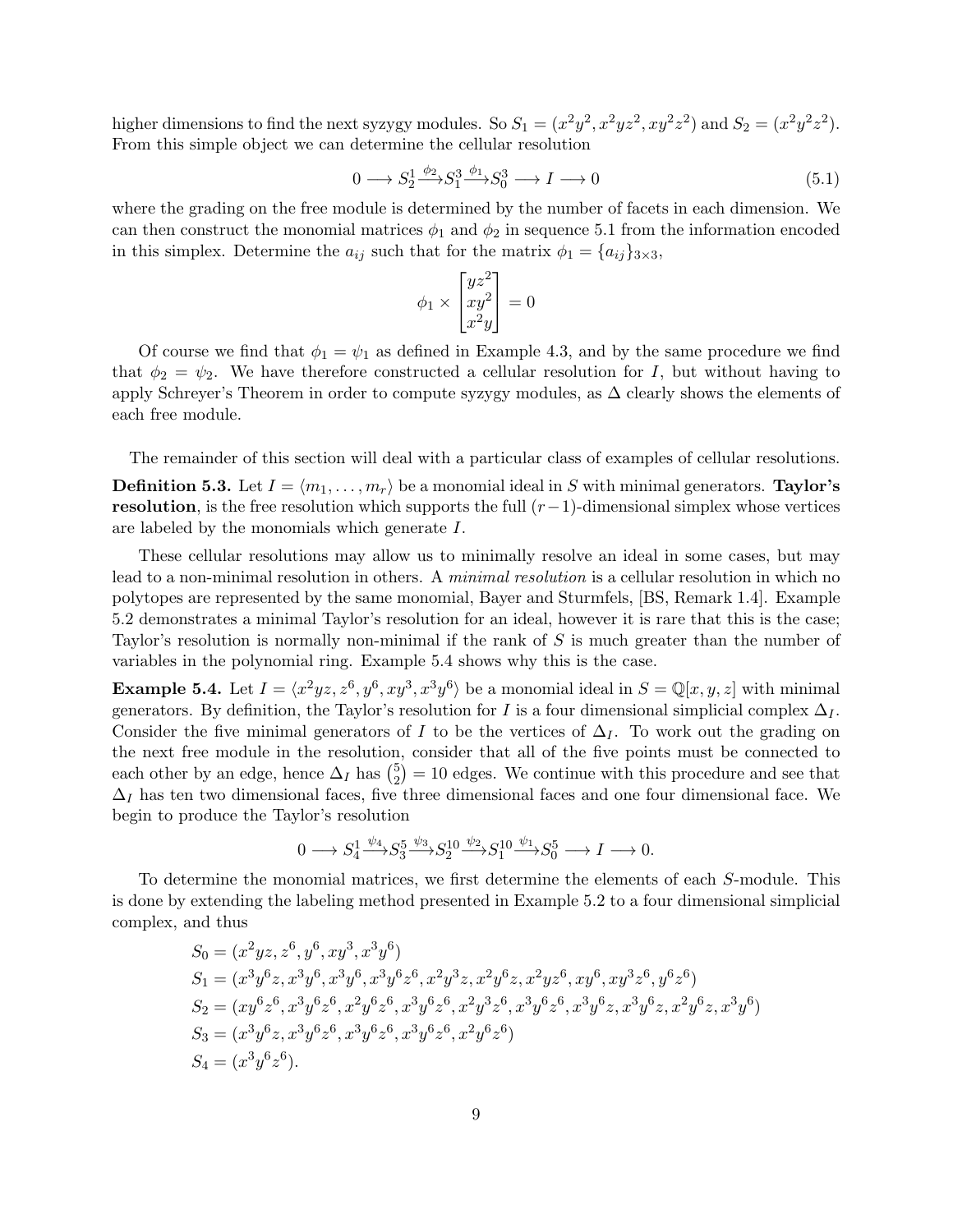higher dimensions to find the next syzygy modules. So $S_1 = (x^2y^2, x^2yz^2, xy^2z^2)$ and $S_2 = (x^2y^2z^2)$. From this simple object we can determine the cellular resolution

$$0 \longrightarrow S_2^1 \xrightarrow{\phi_2} S_1^3 \xrightarrow{\phi_1} S_0^3 \longrightarrow I \longrightarrow 0 \tag{5.1}$$

where the grading on the free module is determined by the number of facets in each dimension. We can then construct the monomial matrices $\phi_1$ and $\phi_2$ in sequence 5.1 from the information encoded in this simplex. Determine the $a_{ij}$ such that for the matrix $\phi_1 = \{a_{ij}\}_{3\times 3}$,

$$\phi_1 \times \begin{bmatrix} yz^2 \\ xy^2 \\ x^2y \end{bmatrix} = 0$$

Of course we find that $\phi_1 = \psi_1$ as defined in Example 4.3, and by the same procedure we find that $\phi_2 = \psi_2$. We have therefore constructed a cellular resolution for $I$, but without having to apply Schreyer's Theorem in order to compute syzygy modules, as $\Delta$ clearly shows the elements of each free module.

The remainder of this section will deal with a particular class of examples of cellular resolutions.

**Definition 5.3.** Let $I = \langle m_1, \dots, m_r \rangle$ be a monomial ideal in $S$ with minimal generators. **Taylor's resolution**, is the free resolution which supports the full $(r-1)$-dimensional simplex whose vertices are labeled by the monomials which generate $I$.

These cellular resolutions may allow us to minimally resolve an ideal in some cases, but may lead to a non-minimal resolution in others. A *minimal resolution* is a cellular resolution in which no polytopes are represented by the same monomial, Bayer and Sturmfels, [BS, Remark 1.4]. Example 5.2 demonstrates a minimal Taylor's resolution for an ideal, however it is rare that this is the case; Taylor's resolution is normally non-minimal if the rank of $S$ is much greater than the number of variables in the polynomial ring. Example 5.4 shows why this is the case.

**Example 5.4.** Let $I = \langle x^2yz, z^6, y^6, xy^3, x^3y^6 \rangle$ be a monomial ideal in $S = \mathbb{Q}[x, y, z]$ with minimal generators. By definition, the Taylor's resolution for $I$ is a four dimensional simplicial complex $\Delta_I$. Consider the five minimal generators of $I$ to be the vertices of $\Delta_I$. To work out the grading on the next free module in the resolution, consider that all of the five points must be connected to each other by an edge, hence $\Delta_I$ has $\binom{5}{2} = 10$ edges. We continue with this procedure and see that $\Delta_I$ has ten two dimensional faces, five three dimensional faces and one four dimensional face. We begin to produce the Taylor's resolution

$$0 \longrightarrow S_4^1 \xrightarrow{\psi_4} S_3^5 \xrightarrow{\psi_3} S_2^{10} \xrightarrow{\psi_2} S_1^{10} \xrightarrow{\psi_1} S_0^5 \longrightarrow I \longrightarrow 0.$$

To determine the monomial matrices, we first determine the elements of each $S$-module. This is done by extending the labeling method presented in Example 5.2 to a four dimensional simplicial complex, and thus

$$\begin{aligned}
S_0 &= (x^2yz, z^6, y^6, xy^3, x^3y^6) \\
S_1 &= (x^3y^6z, x^3y^6, x^3y^6, x^3y^6z^6, x^2y^3z, x^2y^6z, x^2yz^6, xy^6, xy^3z^6, y^6z^6) \\
S_2 &= (xy^6z^6, x^3y^6z^6, x^2y^6z^6, x^3y^6z^6, x^2y^3z^6, x^3y^6z^6, x^3y^6z, x^3y^6z, x^2y^6z, x^3y^6) \\
S_3 &= (x^3y^6z, x^3y^6z^6, x^3y^6z^6, x^3y^6z^6, x^2y^6z^6) \\
S_4 &= (x^3y^6z^6).
\end{aligned}$$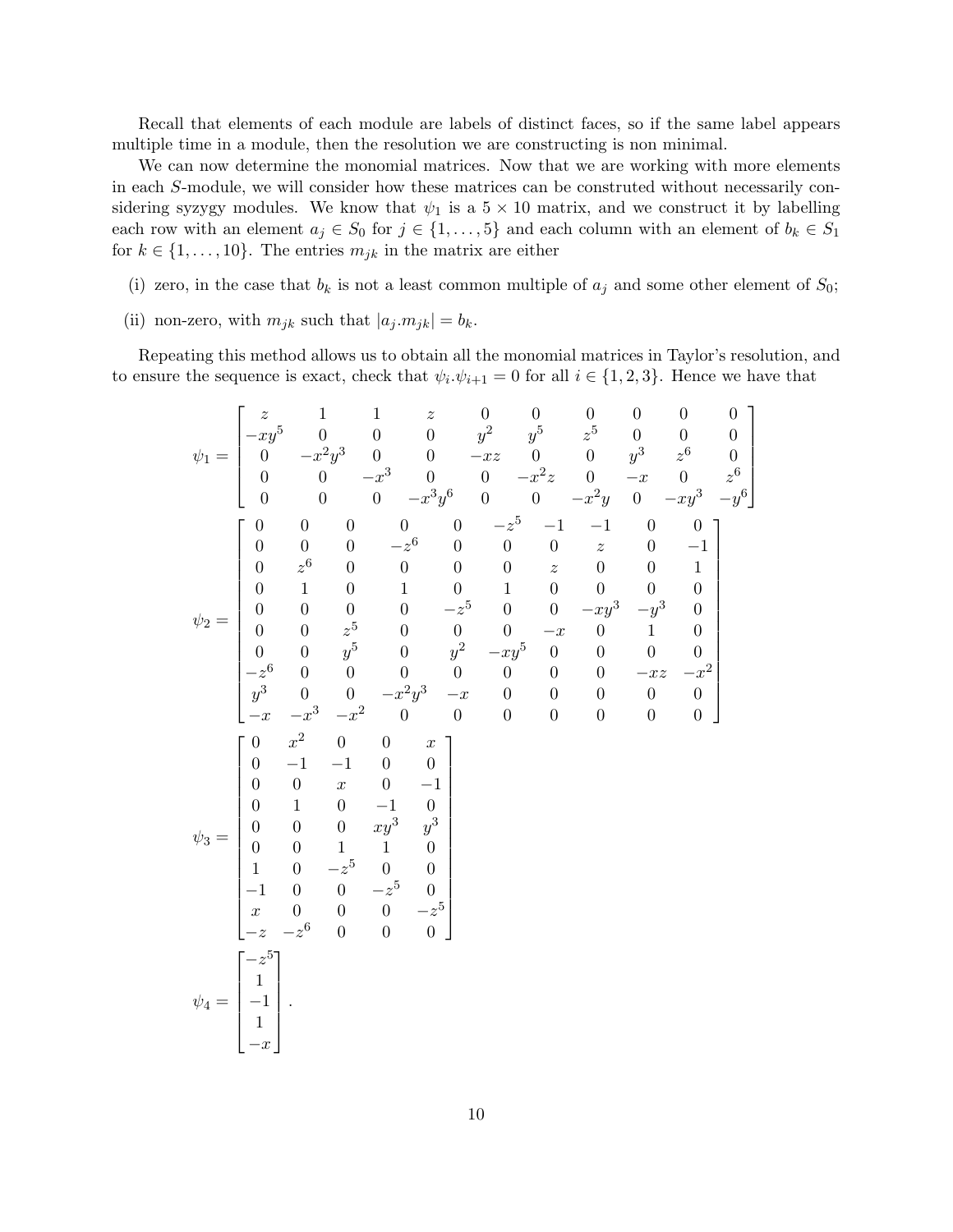Recall that elements of each module are labels of distinct faces, so if the same label appears multiple time in a module, then the resolution we are constructing is non minimal.

We can now determine the monomial matrices. Now that we are working with more elements in each $S$-module, we will consider how these matrices can be construted without necessarily considering syzygy modules. We know that $\psi_1$ is a $5 \times 10$ matrix, and we construct it by labelling each row with an element $a_j \in S_0$ for $j \in \{1, \ldots, 5\}$ and each column with an element of $b_k \in S_1$ for $k \in \{1, \ldots, 10\}$. The entries $m_{jk}$ in the matrix are either

(i) zero, in the case that $b_k$ is not a least common multiple of $a_j$ and some other element of $S_0$;

(ii) non-zero, with $m_{jk}$ such that $|a_j.m_{jk}| = b_k$.

Repeating this method allows us to obtain all the monomial matrices in Taylor's resolution, and to ensure the sequence is exact, check that $\psi_i.\psi_{i+1} = 0$ for all $i \in \{1, 2, 3\}$. Hence we have that

$$\psi_1 = \begin{bmatrix} z & 1 & 1 & z & 0 & 0 & 0 & 0 & 0 & 0 \\ -xy^5 & 0 & 0 & 0 & y^2 & y^5 & z^5 & 0 & 0 & 0 \\ 0 & -x^2y^3 & 0 & 0 & -xz & 0 & 0 & y^3 & z^6 & 0 \\ 0 & 0 & -x^3 & 0 & 0 & -x^2z & 0 & -x & 0 & z^6 \\ 0 & 0 & 0 & -x^3y^6 & 0 & 0 & -x^2y & 0 & -xy^3 & -y^6 \end{bmatrix}$$

$$\psi_2 = \begin{bmatrix} 0 & 0 & 0 & 0 & 0 & -z^5 & -1 & -1 & 0 & 0 \\ 0 & 0 & 0 & -z^6 & 0 & 0 & 0 & z & 0 & -1 \\ 0 & z^6 & 0 & 0 & 0 & 0 & z & 0 & 0 & 1 \\ 0 & 1 & 0 & 1 & 0 & 1 & 0 & 0 & 0 & 0 \\ 0 & 0 & 0 & 0 & -z^5 & 0 & 0 & -xy^3 & -y^3 & 0 \\ 0 & 0 & z^5 & 0 & 0 & 0 & -x & 0 & 1 & 0 \\ 0 & 0 & y^5 & 0 & y^2 & -xy^5 & 0 & 0 & 0 & 0 \\ -z^6 & 0 & 0 & 0 & 0 & 0 & 0 & 0 & -xz & -x^2 \\ y^3 & 0 & 0 & -x^2y^3 & -x & 0 & 0 & 0 & 0 & 0 \\ -x & -x^3 & -x^2 & 0 & 0 & 0 & 0 & 0 & 0 & 0 \end{bmatrix}$$

$$\psi_3 = \begin{bmatrix} 0 & x^2 & 0 & 0 & x \\ 0 & -1 & -1 & 0 & 0 \\ 0 & 0 & x & 0 & -1 \\ 0 & 1 & 0 & -1 & 0 \\ 0 & 0 & 0 & xy^3 & y^3 \\ 0 & 0 & 1 & 1 & 0 \\ 1 & 0 & -z^5 & 0 & 0 \\ -1 & 0 & 0 & -z^5 & 0 \\ x & 0 & 0 & 0 & -z^5 \\ -z & -z^6 & 0 & 0 & 0 \end{bmatrix}$$

$$\psi_4 = \begin{bmatrix} -z^5 \\ 1 \\ -1 \\ 1 \\ -x \end{bmatrix}.$$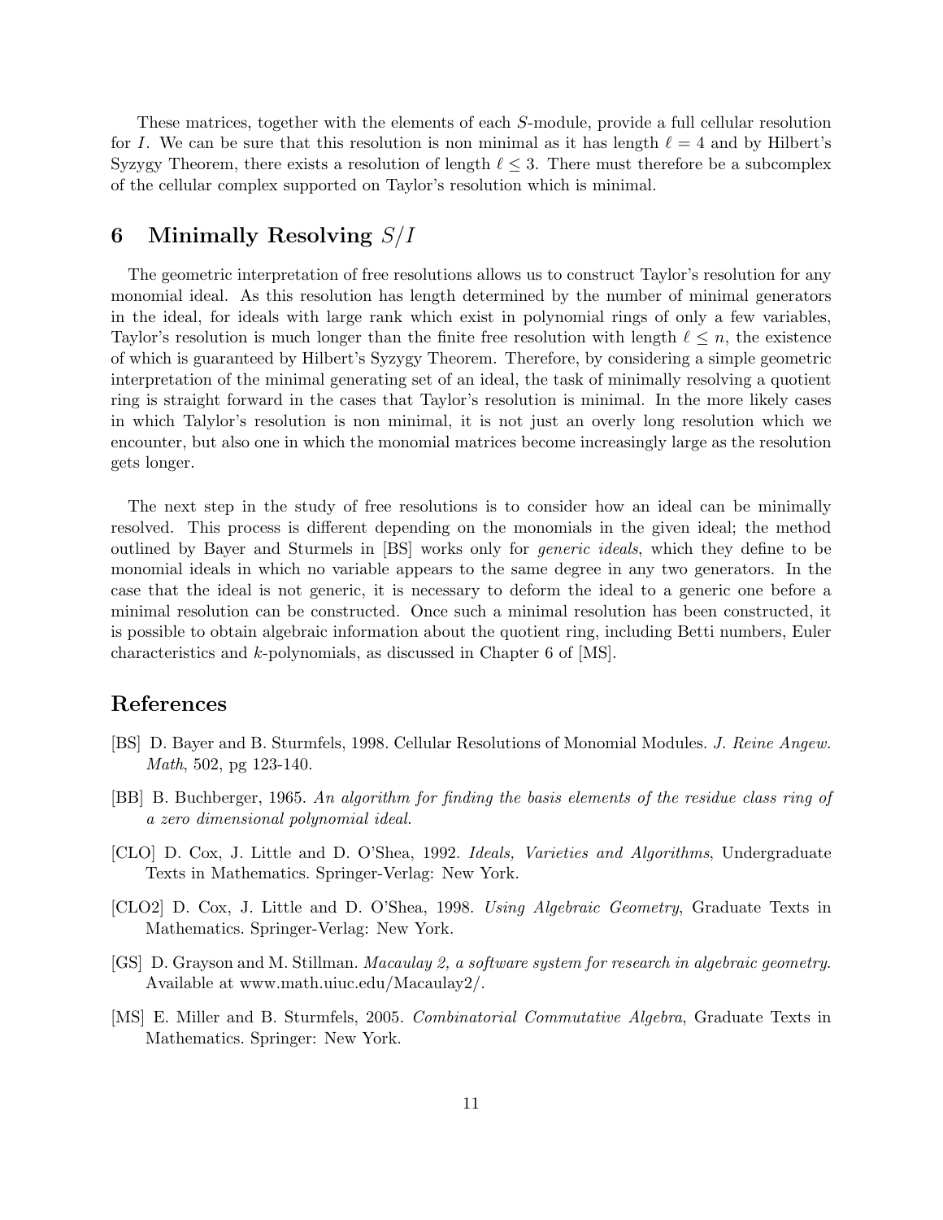These matrices, together with the elements of each $S$-module, provide a full cellular resolution for $I$. We can be sure that this resolution is non minimal as it has length $\ell = 4$ and by Hilbert's Syzygy Theorem, there exists a resolution of length $\ell \leq 3$. There must therefore be a subcomplex of the cellular complex supported on Taylor's resolution which is minimal.

## 6 Minimally Resolving $S/I$

The geometric interpretation of free resolutions allows us to construct Taylor's resolution for any monomial ideal. As this resolution has length determined by the number of minimal generators in the ideal, for ideals with large rank which exist in polynomial rings of only a few variables, Taylor's resolution is much longer than the finite free resolution with length $\ell \leq n$, the existence of which is guaranteed by Hilbert's Syzygy Theorem. Therefore, by considering a simple geometric interpretation of the minimal generating set of an ideal, the task of minimally resolving a quotient ring is straight forward in the cases that Taylor's resolution is minimal. In the more likely cases in which Talylor's resolution is non minimal, it is not just an overly long resolution which we encounter, but also one in which the monomial matrices become increasingly large as the resolution gets longer.

The next step in the study of free resolutions is to consider how an ideal can be minimally resolved. This process is different depending on the monomials in the given ideal; the method outlined by Bayer and Sturmels in [BS] works only for *generic ideals*, which they define to be monomial ideals in which no variable appears to the same degree in any two generators. In the case that the ideal is not generic, it is necessary to deform the ideal to a generic one before a minimal resolution can be constructed. Once such a minimal resolution has been constructed, it is possible to obtain algebraic information about the quotient ring, including Betti numbers, Euler characteristics and $k$-polynomials, as discussed in Chapter 6 of [MS].

## References

[BS] D. Bayer and B. Sturmfels, 1998. Cellular Resolutions of Monomial Modules. *J. Reine Angew. Math*, 502, pg 123-140.

[BB] B. Buchberger, 1965. *An algorithm for finding the basis elements of the residue class ring of a zero dimensional polynomial ideal.*

[CLO] D. Cox, J. Little and D. O'Shea, 1992. *Ideals, Varieties and Algorithms*, Undergraduate Texts in Mathematics. Springer-Verlag: New York.

[CLO2] D. Cox, J. Little and D. O'Shea, 1998. *Using Algebraic Geometry*, Graduate Texts in Mathematics. Springer-Verlag: New York.

[GS] D. Grayson and M. Stillman. *Macaulay 2, a software system for research in algebraic geometry.* Available at www.math.uiuc.edu/Macaulay2/.

[MS] E. Miller and B. Sturmfels, 2005. *Combinatorial Commutative Algebra*, Graduate Texts in Mathematics. Springer: New York.